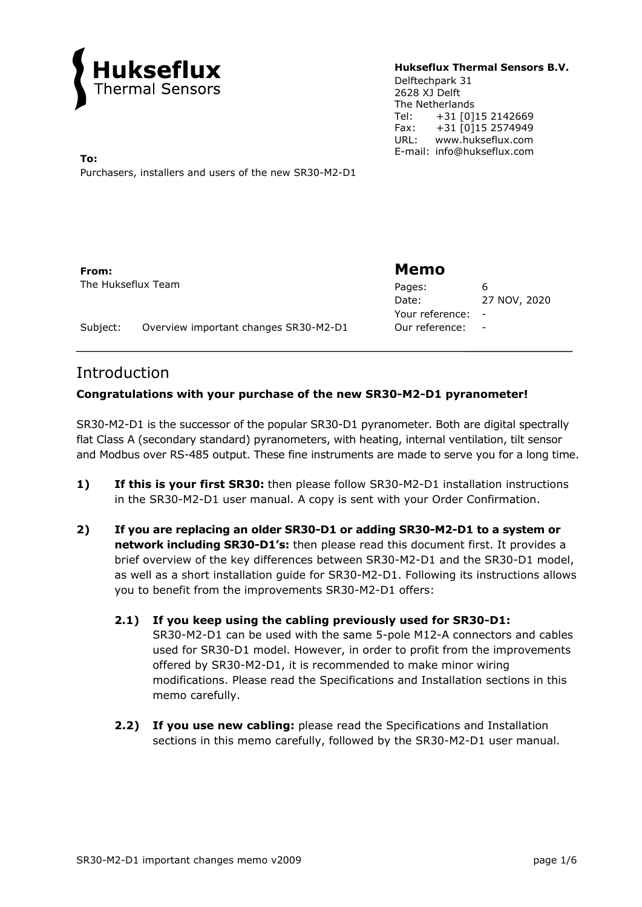**Hukseflux**
Thermal Sensors

**Hukseflux Thermal Sensors B.V.**
Delftechpark 31
2628 XJ Delft
The Netherlands
Tel: +31 [0]15 2142669
Fax: +31 [0]15 2574949
URL: www.hukseflux.com
E-mail: info@hukseflux.com

**To:**
Purchasers, installers and users of the new SR30-M2-D1

**From:**
The Hukseflux Team

Subject: Overview important changes SR30-M2-D1

## Memo

| | |
|---|---|
| Pages: | 6 |
| Date: | 27 NOV, 2020 |
| Your reference: | - |
| Our reference: | - |

# Introduction

**Congratulations with your purchase of the new SR30-M2-D1 pyranometer!**

SR30-M2-D1 is the successor of the popular SR30-D1 pyranometer. Both are digital spectrally flat Class A (secondary standard) pyranometers, with heating, internal ventilation, tilt sensor and Modbus over RS-485 output. These fine instruments are made to serve you for a long time.

**1)** **If this is your first SR30:** then please follow SR30-M2-D1 installation instructions in the SR30-M2-D1 user manual. A copy is sent with your Order Confirmation.

**2)** **If you are replacing an older SR30-D1 or adding SR30-M2-D1 to a system or network including SR30-D1's:** then please read this document first. It provides a brief overview of the key differences between SR30-M2-D1 and the SR30-D1 model, as well as a short installation guide for SR30-M2-D1. Following its instructions allows you to benefit from the improvements SR30-M2-D1 offers:

**2.1)** **If you keep using the cabling previously used for SR30-D1:** SR30-M2-D1 can be used with the same 5-pole M12-A connectors and cables used for SR30-D1 model. However, in order to profit from the improvements offered by SR30-M2-D1, it is recommended to make minor wiring modifications. Please read the Specifications and Installation sections in this memo carefully.

**2.2)** **If you use new cabling:** please read the Specifications and Installation sections in this memo carefully, followed by the SR30-M2-D1 user manual.

SR30-M2-D1 important changes memo v2009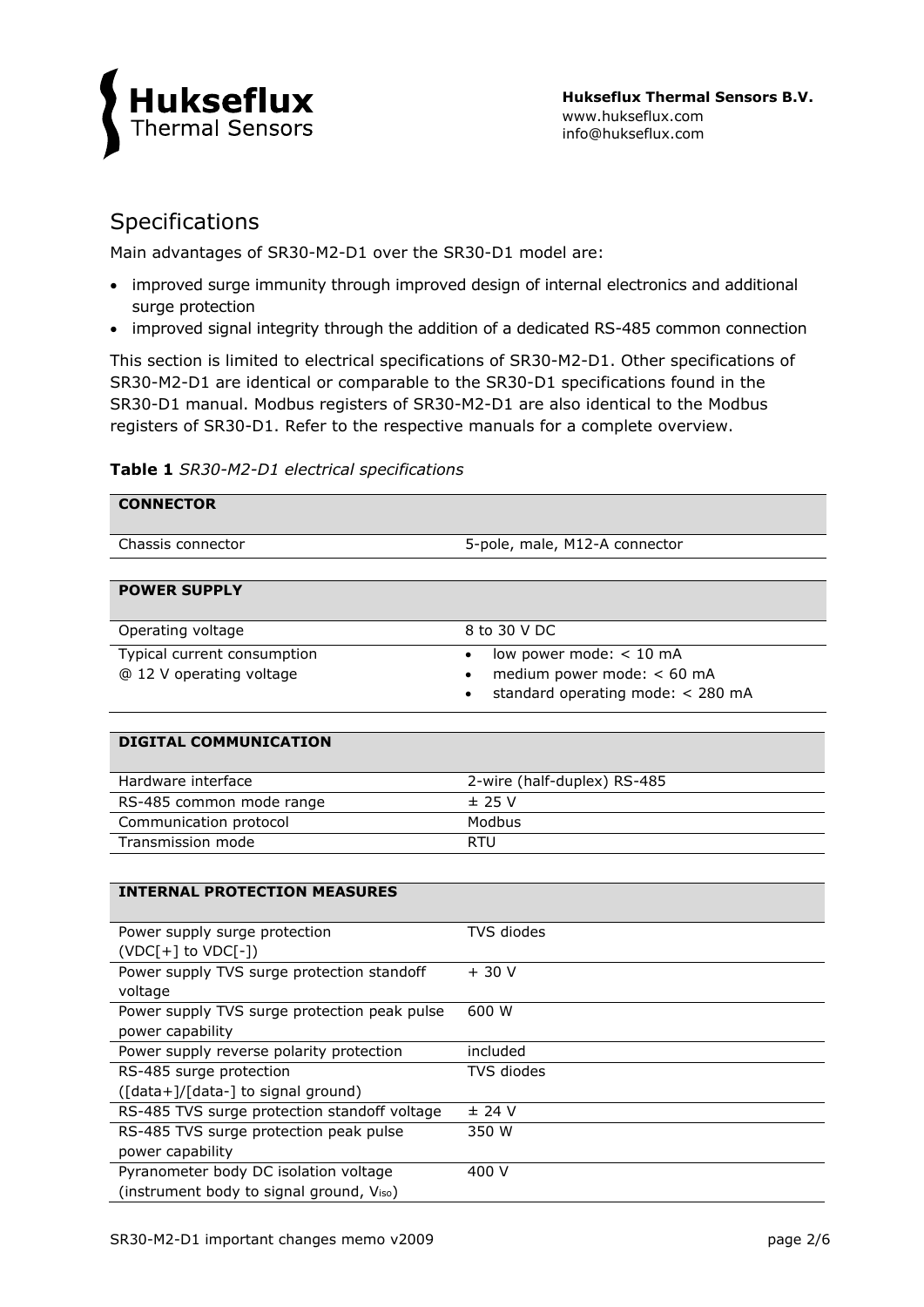## Specifications

Main advantages of SR30-M2-D1 over the SR30-D1 model are:

- improved surge immunity through improved design of internal electronics and additional surge protection
- improved signal integrity through the addition of a dedicated RS-485 common connection

This section is limited to electrical specifications of SR30-M2-D1. Other specifications of SR30-M2-D1 are identical or comparable to the SR30-D1 specifications found in the SR30-D1 manual. Modbus registers of SR30-M2-D1 are also identical to the Modbus registers of SR30-D1. Refer to the respective manuals for a complete overview.

**Table 1** *SR30-M2-D1 electrical specifications*

| **CONNECTOR** | |
|---|---|
| Chassis connector | 5-pole, male, M12-A connector |
| **POWER SUPPLY** | |
| Operating voltage | 8 to 30 V DC |
| Typical current consumption @ 12 V operating voltage | • low power mode: < 10 mA<br>• medium power mode: < 60 mA<br>• standard operating mode: < 280 mA |
| **DIGITAL COMMUNICATION** | |
| Hardware interface | 2-wire (half-duplex) RS-485 |
| RS-485 common mode range | ± 25 V |
| Communication protocol | Modbus |
| Transmission mode | RTU |
| **INTERNAL PROTECTION MEASURES** | |
| Power supply surge protection (VDC[+] to VDC[-]) | TVS diodes |
| Power supply TVS surge protection standoff voltage | + 30 V |
| Power supply TVS surge protection peak pulse power capability | 600 W |
| Power supply reverse polarity protection | included |
| RS-485 surge protection ([data+]/[data-] to signal ground) | TVS diodes |
| RS-485 TVS surge protection standoff voltage | ± 24 V |
| RS-485 TVS surge protection peak pulse power capability | 350 W |
| Pyranometer body DC isolation voltage (instrument body to signal ground, $V_{iso}$) | 400 V |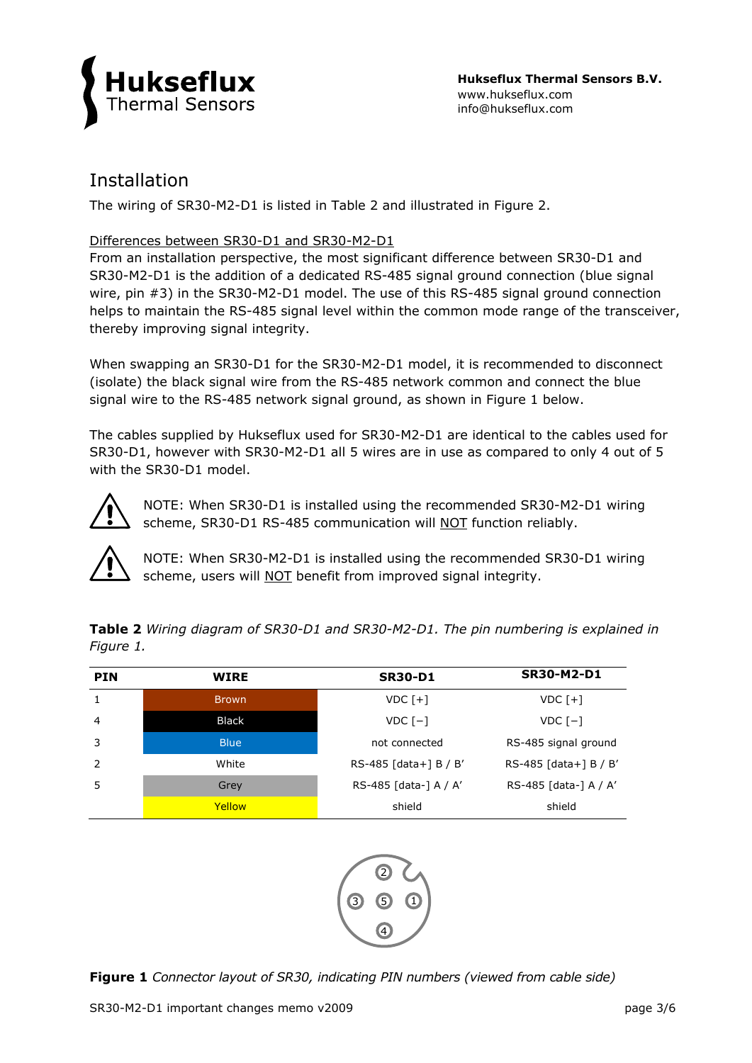## Installation

The wiring of SR30-M2-D1 is listed in Table 2 and illustrated in Figure 2.

Differences between SR30-D1 and SR30-M2-D1

From an installation perspective, the most significant difference between SR30-D1 and SR30-M2-D1 is the addition of a dedicated RS-485 signal ground connection (blue signal wire, pin #3) in the SR30-M2-D1 model. The use of this RS-485 signal ground connection helps to maintain the RS-485 signal level within the common mode range of the transceiver, thereby improving signal integrity.

When swapping an SR30-D1 for the SR30-M2-D1 model, it is recommended to disconnect (isolate) the black signal wire from the RS-485 network common and connect the blue signal wire to the RS-485 network signal ground, as shown in Figure 1 below.

The cables supplied by Hukseflux used for SR30-M2-D1 are identical to the cables used for SR30-D1, however with SR30-M2-D1 all 5 wires are in use as compared to only 4 out of 5 with the SR30-D1 model.

NOTE: When SR30-D1 is installed using the recommended SR30-M2-D1 wiring scheme, SR30-D1 RS-485 communication will NOT function reliably.

NOTE: When SR30-M2-D1 is installed using the recommended SR30-D1 wiring scheme, users will NOT benefit from improved signal integrity.

**Table 2** *Wiring diagram of SR30-D1 and SR30-M2-D1. The pin numbering is explained in Figure 1.*

| PIN | WIRE | SR30-D1 | SR30-M2-D1 |
|---|---|---|---|
| 1 | Brown | VDC [+] | VDC [+] |
| 4 | Black | VDC [−] | VDC [−] |
| 3 | Blue | not connected | RS-485 signal ground |
| 2 | White | RS-485 [data+] B / B' | RS-485 [data+] B / B' |
| 5 | Grey | RS-485 [data-] A / A' | RS-485 [data-] A / A' |
| | Yellow | shield | shield |

**Figure 1** *Connector layout of SR30, indicating PIN numbers (viewed from cable side)*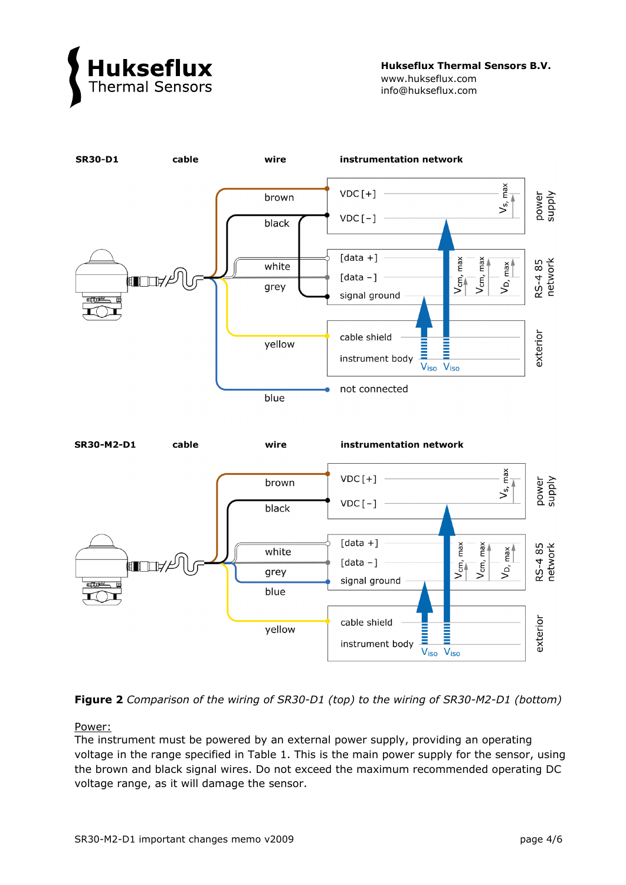Figure 2 *Comparison of the wiring of SR30-D1 (top) to the wiring of SR30-M2-D1 (bottom)*

Power:

The instrument must be powered by an external power supply, providing an operating voltage in the range specified in Table 1. This is the main power supply for the sensor, using the brown and black signal wires. Do not exceed the maximum recommended operating DC voltage range, as it will damage the sensor.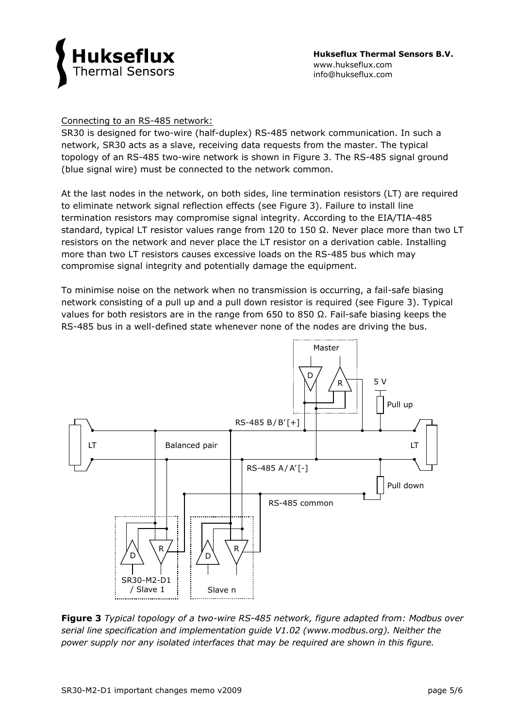Connecting to an RS-485 network:

SR30 is designed for two-wire (half-duplex) RS-485 network communication. In such a network, SR30 acts as a slave, receiving data requests from the master. The typical topology of an RS-485 two-wire network is shown in Figure 3. The RS-485 signal ground (blue signal wire) must be connected to the network common.

At the last nodes in the network, on both sides, line termination resistors (LT) are required to eliminate network signal reflection effects (see Figure 3). Failure to install line termination resistors may compromise signal integrity. According to the EIA/TIA-485 standard, typical LT resistor values range from 120 to 150 Ω. Never place more than two LT resistors on the network and never place the LT resistor on a derivation cable. Installing more than two LT resistors causes excessive loads on the RS-485 bus which may compromise signal integrity and potentially damage the equipment.

To minimise noise on the network when no transmission is occurring, a fail-safe biasing network consisting of a pull up and a pull down resistor is required (see Figure 3). Typical values for both resistors are in the range from 650 to 850 Ω. Fail-safe biasing keeps the RS-485 bus in a well-defined state whenever none of the nodes are driving the bus.

**Figure 3** *Typical topology of a two-wire RS-485 network, figure adapted from: Modbus over serial line specification and implementation guide V1.02 (www.modbus.org). Neither the power supply nor any isolated interfaces that may be required are shown in this figure.*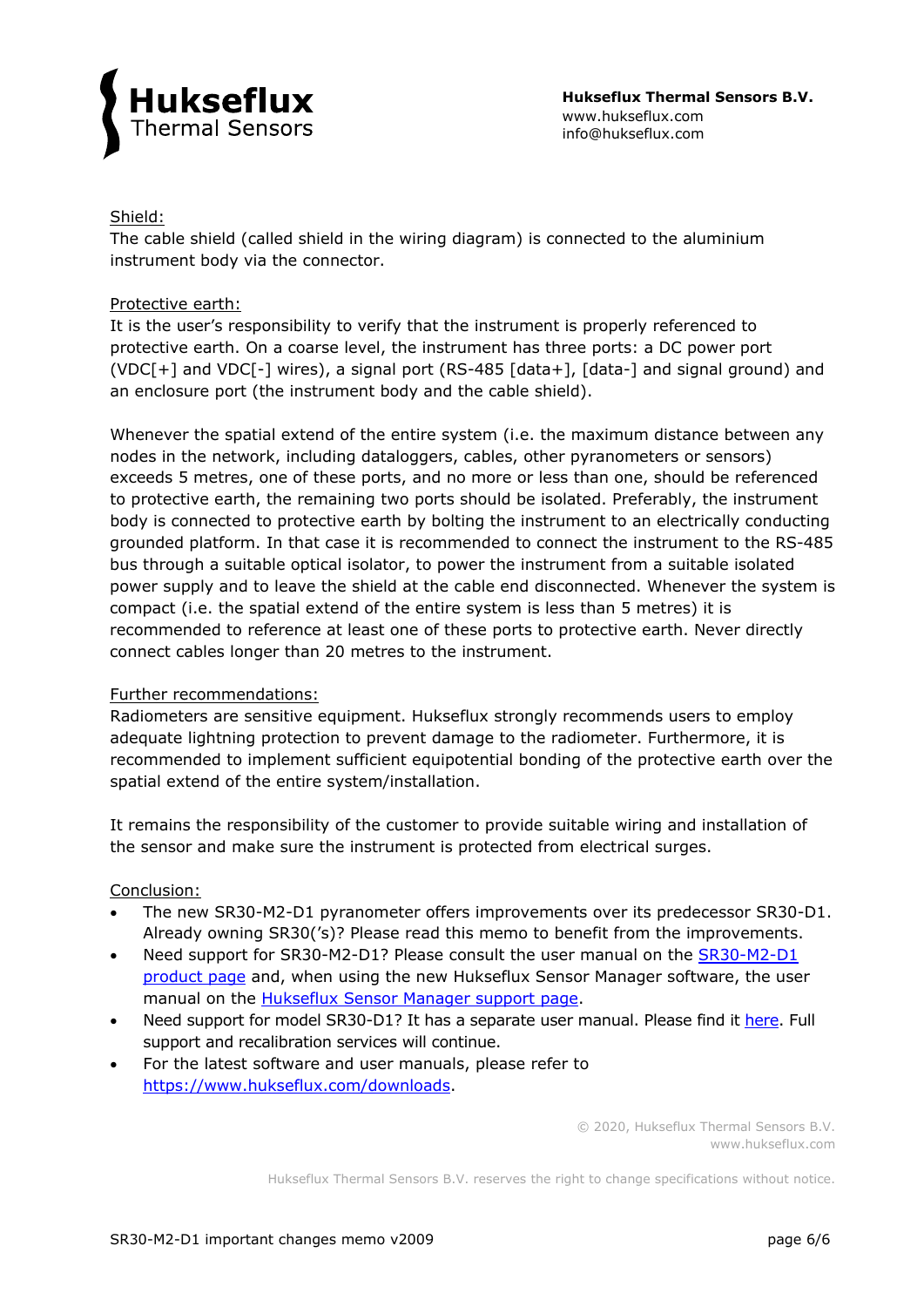Shield:

The cable shield (called shield in the wiring diagram) is connected to the aluminium instrument body via the connector.

Protective earth:

It is the user's responsibility to verify that the instrument is properly referenced to protective earth. On a coarse level, the instrument has three ports: a DC power port (VDC[+] and VDC[-] wires), a signal port (RS-485 [data+], [data-] and signal ground) and an enclosure port (the instrument body and the cable shield).

Whenever the spatial extend of the entire system (i.e. the maximum distance between any nodes in the network, including dataloggers, cables, other pyranometers or sensors) exceeds 5 metres, one of these ports, and no more or less than one, should be referenced to protective earth, the remaining two ports should be isolated. Preferably, the instrument body is connected to protective earth by bolting the instrument to an electrically conducting grounded platform. In that case it is recommended to connect the instrument to the RS-485 bus through a suitable optical isolator, to power the instrument from a suitable isolated power supply and to leave the shield at the cable end disconnected. Whenever the system is compact (i.e. the spatial extend of the entire system is less than 5 metres) it is recommended to reference at least one of these ports to protective earth. Never directly connect cables longer than 20 metres to the instrument.

Further recommendations:

Radiometers are sensitive equipment. Hukseflux strongly recommends users to employ adequate lightning protection to prevent damage to the radiometer. Furthermore, it is recommended to implement sufficient equipotential bonding of the protective earth over the spatial extend of the entire system/installation.

It remains the responsibility of the customer to provide suitable wiring and installation of the sensor and make sure the instrument is protected from electrical surges.

Conclusion:

- The new SR30-M2-D1 pyranometer offers improvements over its predecessor SR30-D1. Already owning SR30('s)? Please read this memo to benefit from the improvements.
- Need support for SR30-M2-D1? Please consult the user manual on the SR30-M2-D1 product page and, when using the new Hukseflux Sensor Manager software, the user manual on the Hukseflux Sensor Manager support page.
- Need support for model SR30-D1? It has a separate user manual. Please find it here. Full support and recalibration services will continue.
- For the latest software and user manuals, please refer to https://www.hukseflux.com/downloads.

© 2020, Hukseflux Thermal Sensors B.V.
www.hukseflux.com

Hukseflux Thermal Sensors B.V. reserves the right to change specifications without notice.